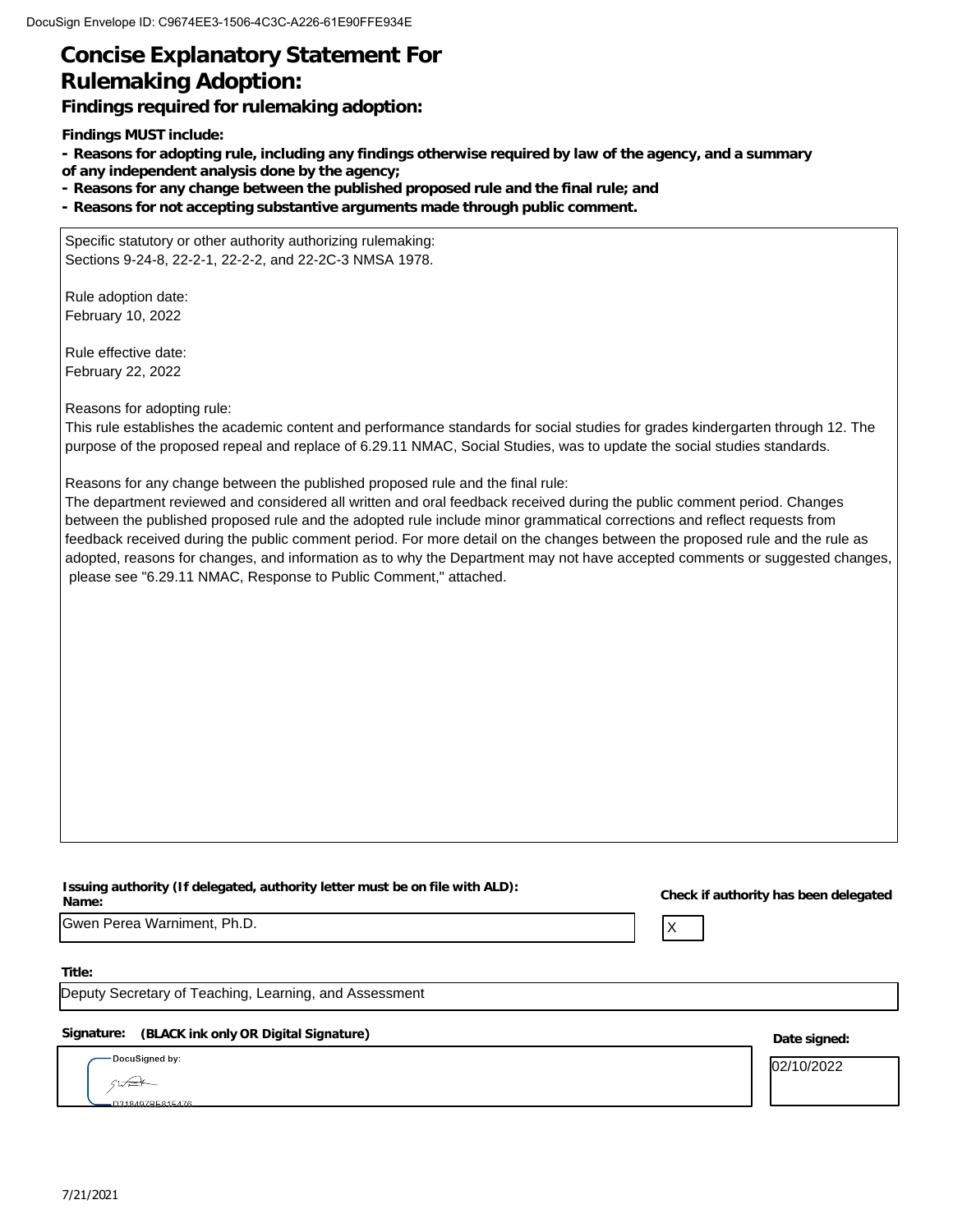# Concise Explanatory Statement For Rulemaking Adoption:

### Findings required for rulemaking adoption:

**Findings MUST include:**

- **Reasons for adopting rule, including any findings otherwise required by law of the agency, and a summary of any independent analysis done by the agency;**
- **Reasons for any change between the published proposed rule and the final rule; and**
- **Reasons for not accepting substantive arguments made through public comment.**

Specific statutory or other authority authorizing rulemaking:
Sections 9-24-8, 22-2-1, 22-2-2, and 22-2C-3 NMSA 1978.

Rule adoption date:
February 10, 2022

Rule effective date:
February 22, 2022

Reasons for adopting rule:
This rule establishes the academic content and performance standards for social studies for grades kindergarten through 12. The purpose of the proposed repeal and replace of 6.29.11 NMAC, Social Studies, was to update the social studies standards.

Reasons for any change between the published proposed rule and the final rule:
The department reviewed and considered all written and oral feedback received during the public comment period. Changes between the published proposed rule and the adopted rule include minor grammatical corrections and reflect requests from feedback received during the public comment period. For more detail on the changes between the proposed rule and the rule as adopted, reasons for changes, and information as to why the Department may not have accepted comments or suggested changes, please see "6.29.11 NMAC, Response to Public Comment," attached.

**Issuing authority (If delegated, authority letter must be on file with ALD):**
**Name:**
Gwen Perea Warniment, Ph.D.

**Check if authority has been delegated**
X

**Title:**
Deputy Secretary of Teaching, Learning, and Assessment

**Signature: (BLACK ink only OR Digital Signature)**
DocuSigned by:
D318497BE81E476...

**Date signed:**
02/10/2022

7/21/2021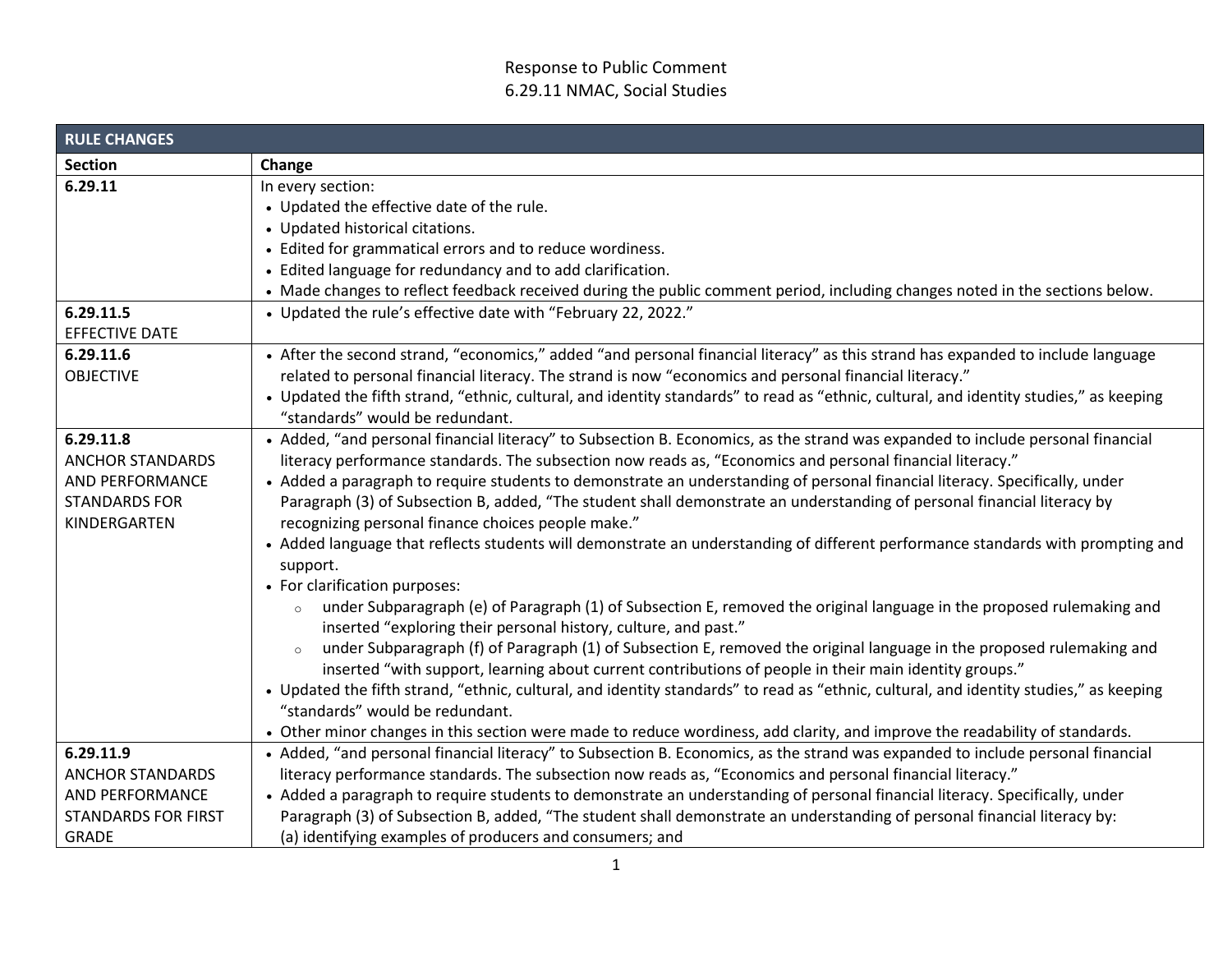# Response to Public Comment
## 6.29.11 NMAC, Social Studies

| RULE CHANGES | |
|---|---|
| **Section** | **Change** |
| **6.29.11** | In every section:<br>• Updated the effective date of the rule.<br>• Updated historical citations.<br>• Edited for grammatical errors and to reduce wordiness.<br>• Edited language for redundancy and to add clarification.<br>• Made changes to reflect feedback received during the public comment period, including changes noted in the sections below. |
| **6.29.11.5**<br>EFFECTIVE DATE | • Updated the rule's effective date with "February 22, 2022." |
| **6.29.11.6**<br>OBJECTIVE | • After the second strand, "economics," added "and personal financial literacy" as this strand has expanded to include language related to personal financial literacy. The strand is now "economics and personal financial literacy."<br>• Updated the fifth strand, "ethnic, cultural, and identity standards" to read as "ethnic, cultural, and identity studies," as keeping "standards" would be redundant. |
| **6.29.11.8**<br>ANCHOR STANDARDS AND PERFORMANCE STANDARDS FOR KINDERGARTEN | • Added, "and personal financial literacy" to Subsection B. Economics, as the strand was expanded to include personal financial literacy performance standards. The subsection now reads as, "Economics and personal financial literacy."<br>• Added a paragraph to require students to demonstrate an understanding of personal financial literacy. Specifically, under Paragraph (3) of Subsection B, added, "The student shall demonstrate an understanding of personal financial literacy by recognizing personal finance choices people make."<br>• Added language that reflects students will demonstrate an understanding of different performance standards with prompting and support.<br>• For clarification purposes:<br>&nbsp;&nbsp;&nbsp;&nbsp;○ under Subparagraph (e) of Paragraph (1) of Subsection E, removed the original language in the proposed rulemaking and inserted "exploring their personal history, culture, and past."<br>&nbsp;&nbsp;&nbsp;&nbsp;○ under Subparagraph (f) of Paragraph (1) of Subsection E, removed the original language in the proposed rulemaking and inserted "with support, learning about current contributions of people in their main identity groups."<br>• Updated the fifth strand, "ethnic, cultural, and identity standards" to read as "ethnic, cultural, and identity studies," as keeping "standards" would be redundant.<br>• Other minor changes in this section were made to reduce wordiness, add clarity, and improve the readability of standards. |
| **6.29.11.9**<br>ANCHOR STANDARDS AND PERFORMANCE STANDARDS FOR FIRST GRADE | • Added, "and personal financial literacy" to Subsection B. Economics, as the strand was expanded to include personal financial literacy performance standards. The subsection now reads as, "Economics and personal financial literacy."<br>• Added a paragraph to require students to demonstrate an understanding of personal financial literacy. Specifically, under Paragraph (3) of Subsection B, added, "The student shall demonstrate an understanding of personal financial literacy by:<br>(a) identifying examples of producers and consumers; and |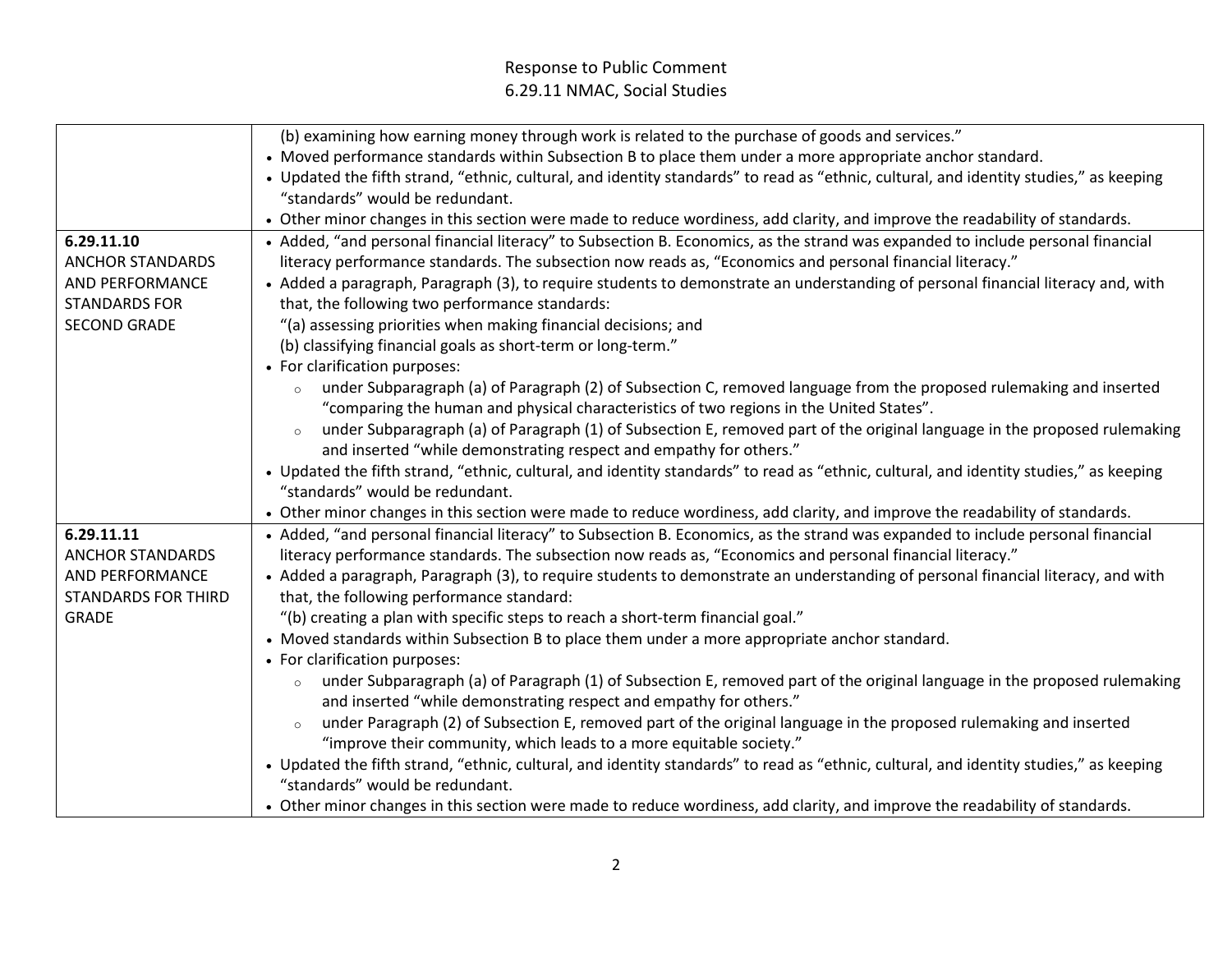| | |
|---|---|
| | (b) examining how earning money through work is related to the purchase of goods and services."<br>• Moved performance standards within Subsection B to place them under a more appropriate anchor standard.<br>• Updated the fifth strand, "ethnic, cultural, and identity standards" to read as "ethnic, cultural, and identity studies," as keeping "standards" would be redundant.<br>• Other minor changes in this section were made to reduce wordiness, add clarity, and improve the readability of standards. |
| **6.29.11.10**<br>ANCHOR STANDARDS AND PERFORMANCE STANDARDS FOR SECOND GRADE | • Added, "and personal financial literacy" to Subsection B. Economics, as the strand was expanded to include personal financial literacy performance standards. The subsection now reads as, "Economics and personal financial literacy."<br>• Added a paragraph, Paragraph (3), to require students to demonstrate an understanding of personal financial literacy and, with that, the following two performance standards:<br>"(a) assessing priorities when making financial decisions; and<br>(b) classifying financial goals as short-term or long-term."<br>• For clarification purposes:<br>◦ under Subparagraph (a) of Paragraph (2) of Subsection C, removed language from the proposed rulemaking and inserted "comparing the human and physical characteristics of two regions in the United States".<br>◦ under Subparagraph (a) of Paragraph (1) of Subsection E, removed part of the original language in the proposed rulemaking and inserted "while demonstrating respect and empathy for others."<br>• Updated the fifth strand, "ethnic, cultural, and identity standards" to read as "ethnic, cultural, and identity studies," as keeping "standards" would be redundant.<br>• Other minor changes in this section were made to reduce wordiness, add clarity, and improve the readability of standards. |
| **6.29.11.11**<br>ANCHOR STANDARDS AND PERFORMANCE STANDARDS FOR THIRD GRADE | • Added, "and personal financial literacy" to Subsection B. Economics, as the strand was expanded to include personal financial literacy performance standards. The subsection now reads as, "Economics and personal financial literacy."<br>• Added a paragraph, Paragraph (3), to require students to demonstrate an understanding of personal financial literacy, and with that, the following performance standard:<br>"(b) creating a plan with specific steps to reach a short-term financial goal."<br>• Moved standards within Subsection B to place them under a more appropriate anchor standard.<br>• For clarification purposes:<br>◦ under Subparagraph (a) of Paragraph (1) of Subsection E, removed part of the original language in the proposed rulemaking and inserted "while demonstrating respect and empathy for others."<br>◦ under Paragraph (2) of Subsection E, removed part of the original language in the proposed rulemaking and inserted "improve their community, which leads to a more equitable society."<br>• Updated the fifth strand, "ethnic, cultural, and identity standards" to read as "ethnic, cultural, and identity studies," as keeping "standards" would be redundant.<br>• Other minor changes in this section were made to reduce wordiness, add clarity, and improve the readability of standards. |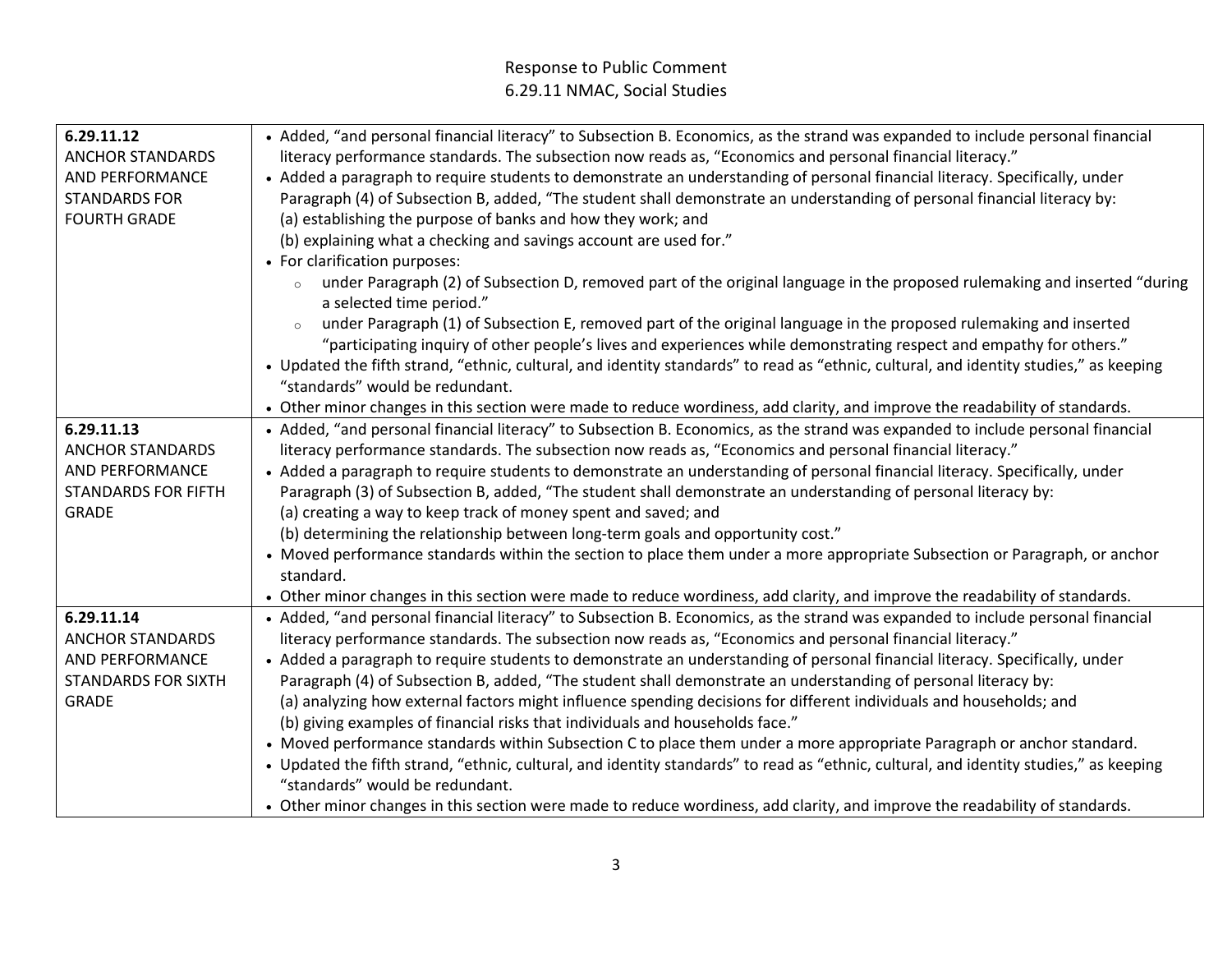| | |
|---|---|
| **6.29.11.12**<br>ANCHOR STANDARDS AND PERFORMANCE STANDARDS FOR FOURTH GRADE | • Added, "and personal financial literacy" to Subsection B. Economics, as the strand was expanded to include personal financial literacy performance standards. The subsection now reads as, "Economics and personal financial literacy."<br>• Added a paragraph to require students to demonstrate an understanding of personal financial literacy. Specifically, under Paragraph (4) of Subsection B, added, "The student shall demonstrate an understanding of personal financial literacy by:<br>(a) establishing the purpose of banks and how they work; and<br>(b) explaining what a checking and savings account are used for."<br>• For clarification purposes:<br>  ◦ under Paragraph (2) of Subsection D, removed part of the original language in the proposed rulemaking and inserted "during a selected time period."<br>  ◦ under Paragraph (1) of Subsection E, removed part of the original language in the proposed rulemaking and inserted "participating inquiry of other people's lives and experiences while demonstrating respect and empathy for others."<br>• Updated the fifth strand, "ethnic, cultural, and identity standards" to read as "ethnic, cultural, and identity studies," as keeping "standards" would be redundant.<br>• Other minor changes in this section were made to reduce wordiness, add clarity, and improve the readability of standards. |
| **6.29.11.13**<br>ANCHOR STANDARDS AND PERFORMANCE STANDARDS FOR FIFTH GRADE | • Added, "and personal financial literacy" to Subsection B. Economics, as the strand was expanded to include personal financial literacy performance standards. The subsection now reads as, "Economics and personal financial literacy."<br>• Added a paragraph to require students to demonstrate an understanding of personal financial literacy. Specifically, under Paragraph (3) of Subsection B, added, "The student shall demonstrate an understanding of personal literacy by:<br>(a) creating a way to keep track of money spent and saved; and<br>(b) determining the relationship between long-term goals and opportunity cost."<br>• Moved performance standards within the section to place them under a more appropriate Subsection or Paragraph, or anchor standard.<br>• Other minor changes in this section were made to reduce wordiness, add clarity, and improve the readability of standards. |
| **6.29.11.14**<br>ANCHOR STANDARDS AND PERFORMANCE STANDARDS FOR SIXTH GRADE | • Added, "and personal financial literacy" to Subsection B. Economics, as the strand was expanded to include personal financial literacy performance standards. The subsection now reads as, "Economics and personal financial literacy."<br>• Added a paragraph to require students to demonstrate an understanding of personal financial literacy. Specifically, under Paragraph (4) of Subsection B, added, "The student shall demonstrate an understanding of personal literacy by:<br>(a) analyzing how external factors might influence spending decisions for different individuals and households; and<br>(b) giving examples of financial risks that individuals and households face."<br>• Moved performance standards within Subsection C to place them under a more appropriate Paragraph or anchor standard.<br>• Updated the fifth strand, "ethnic, cultural, and identity standards" to read as "ethnic, cultural, and identity studies," as keeping "standards" would be redundant.<br>• Other minor changes in this section were made to reduce wordiness, add clarity, and improve the readability of standards. |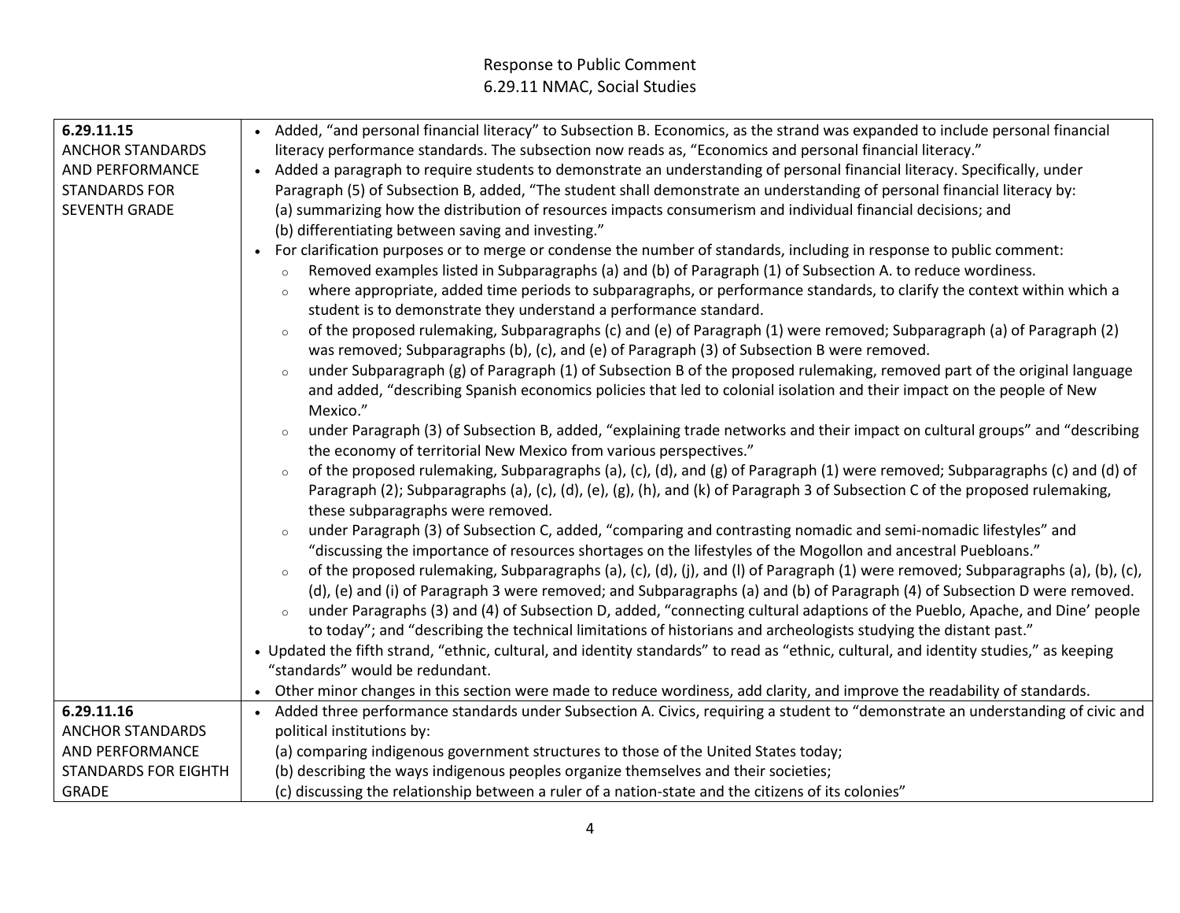| | |
|---|---|
| **6.29.11.15** ANCHOR STANDARDS AND PERFORMANCE STANDARDS FOR SEVENTH GRADE | • Added, "and personal financial literacy" to Subsection B. Economics, as the strand was expanded to include personal financial literacy performance standards. The subsection now reads as, "Economics and personal financial literacy."<br>• Added a paragraph to require students to demonstrate an understanding of personal financial literacy. Specifically, under Paragraph (5) of Subsection B, added, "The student shall demonstrate an understanding of personal financial literacy by: (a) summarizing how the distribution of resources impacts consumerism and individual financial decisions; and (b) differentiating between saving and investing."<br>• For clarification purposes or to merge or condense the number of standards, including in response to public comment:<br>  ○ Removed examples listed in Subparagraphs (a) and (b) of Paragraph (1) of Subsection A. to reduce wordiness.<br>  ○ where appropriate, added time periods to subparagraphs, or performance standards, to clarify the context within which a student is to demonstrate they understand a performance standard.<br>  ○ of the proposed rulemaking, Subparagraphs (c) and (e) of Paragraph (1) were removed; Subparagraph (a) of Paragraph (2) was removed; Subparagraphs (b), (c), and (e) of Paragraph (3) of Subsection B were removed.<br>  ○ under Subparagraph (g) of Paragraph (1) of Subsection B of the proposed rulemaking, removed part of the original language and added, "describing Spanish economics policies that led to colonial isolation and their impact on the people of New Mexico."<br>  ○ under Paragraph (3) of Subsection B, added, "explaining trade networks and their impact on cultural groups" and "describing the economy of territorial New Mexico from various perspectives."<br>  ○ of the proposed rulemaking, Subparagraphs (a), (c), (d), and (g) of Paragraph (1) were removed; Subparagraphs (c) and (d) of Paragraph (2); Subparagraphs (a), (c), (d), (e), (g), (h), and (k) of Paragraph 3 of Subsection C of the proposed rulemaking, these subparagraphs were removed.<br>  ○ under Paragraph (3) of Subsection C, added, "comparing and contrasting nomadic and semi-nomadic lifestyles" and "discussing the importance of resources shortages on the lifestyles of the Mogollon and ancestral Puebloans."<br>  ○ of the proposed rulemaking, Subparagraphs (a), (c), (d), (j), and (l) of Paragraph (1) were removed; Subparagraphs (a), (b), (c), (d), (e) and (i) of Paragraph 3 were removed; and Subparagraphs (a) and (b) of Paragraph (4) of Subsection D were removed.<br>  ○ under Paragraphs (3) and (4) of Subsection D, added, "connecting cultural adaptions of the Pueblo, Apache, and Dine' people to today"; and "describing the technical limitations of historians and archeologists studying the distant past."<br>• Updated the fifth strand, "ethnic, cultural, and identity standards" to read as "ethnic, cultural, and identity studies," as keeping "standards" would be redundant.<br>• Other minor changes in this section were made to reduce wordiness, add clarity, and improve the readability of standards. |
| **6.29.11.16** ANCHOR STANDARDS AND PERFORMANCE STANDARDS FOR EIGHTH GRADE | • Added three performance standards under Subsection A. Civics, requiring a student to "demonstrate an understanding of civic and political institutions by: (a) comparing indigenous government structures to those of the United States today; (b) describing the ways indigenous peoples organize themselves and their societies; (c) discussing the relationship between a ruler of a nation-state and the citizens of its colonies" |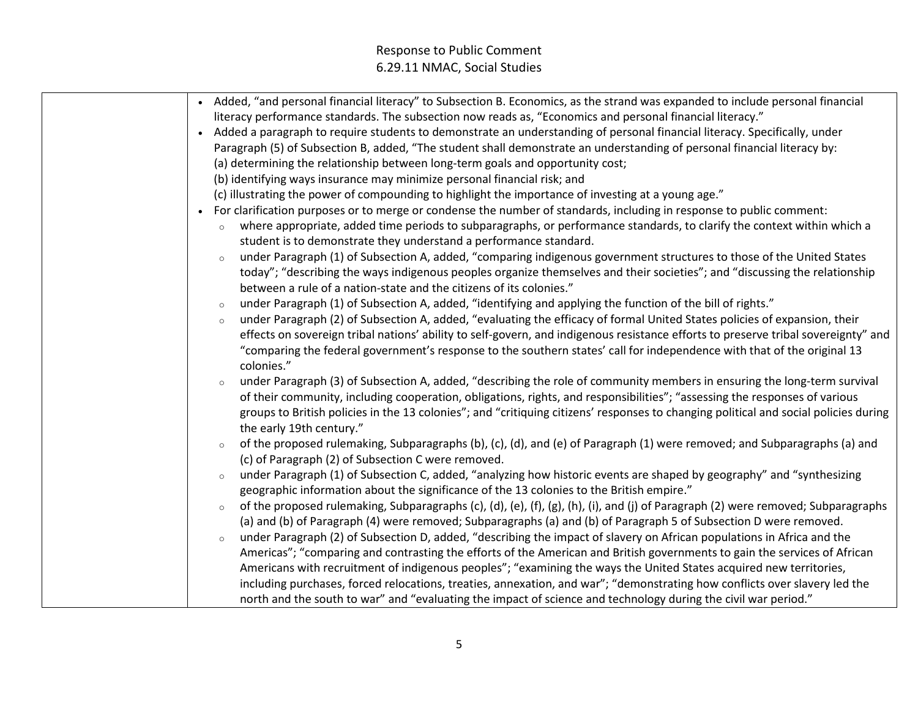| | • Added, "and personal financial literacy" to Subsection B. Economics, as the strand was expanded to include personal financial literacy performance standards. The subsection now reads as, "Economics and personal financial literacy."<br>• Added a paragraph to require students to demonstrate an understanding of personal financial literacy. Specifically, under Paragraph (5) of Subsection B, added, "The student shall demonstrate an understanding of personal financial literacy by:<br>(a) determining the relationship between long-term goals and opportunity cost;<br>(b) identifying ways insurance may minimize personal financial risk; and<br>(c) illustrating the power of compounding to highlight the importance of investing at a young age."<br>• For clarification purposes or to merge or condense the number of standards, including in response to public comment:<br>&nbsp;&nbsp;◦ where appropriate, added time periods to subparagraphs, or performance standards, to clarify the context within which a student is to demonstrate they understand a performance standard.<br>&nbsp;&nbsp;◦ under Paragraph (1) of Subsection A, added, "comparing indigenous government structures to those of the United States today"; "describing the ways indigenous peoples organize themselves and their societies"; and "discussing the relationship between a rule of a nation-state and the citizens of its colonies."<br>&nbsp;&nbsp;◦ under Paragraph (1) of Subsection A, added, "identifying and applying the function of the bill of rights."<br>&nbsp;&nbsp;◦ under Paragraph (2) of Subsection A, added, "evaluating the efficacy of formal United States policies of expansion, their effects on sovereign tribal nations' ability to self-govern, and indigenous resistance efforts to preserve tribal sovereignty" and "comparing the federal government's response to the southern states' call for independence with that of the original 13 colonies."<br>&nbsp;&nbsp;◦ under Paragraph (3) of Subsection A, added, "describing the role of community members in ensuring the long-term survival of their community, including cooperation, obligations, rights, and responsibilities"; "assessing the responses of various groups to British policies in the 13 colonies"; and "critiquing citizens' responses to changing political and social policies during the early 19th century."<br>&nbsp;&nbsp;◦ of the proposed rulemaking, Subparagraphs (b), (c), (d), and (e) of Paragraph (1) were removed; and Subparagraphs (a) and (c) of Paragraph (2) of Subsection C were removed.<br>&nbsp;&nbsp;◦ under Paragraph (1) of Subsection C, added, "analyzing how historic events are shaped by geography" and "synthesizing geographic information about the significance of the 13 colonies to the British empire."<br>&nbsp;&nbsp;◦ of the proposed rulemaking, Subparagraphs (c), (d), (e), (f), (g), (h), (i), and (j) of Paragraph (2) were removed; Subparagraphs (a) and (b) of Paragraph (4) were removed; Subparagraphs (a) and (b) of Paragraph 5 of Subsection D were removed.<br>&nbsp;&nbsp;◦ under Paragraph (2) of Subsection D, added, "describing the impact of slavery on African populations in Africa and the Americas"; "comparing and contrasting the efforts of the American and British governments to gain the services of African Americans with recruitment of indigenous peoples"; "examining the ways the United States acquired new territories, including purchases, forced relocations, treaties, annexation, and war"; "demonstrating how conflicts over slavery led the north and the south to war" and "evaluating the impact of science and technology during the civil war period." |
|---|---|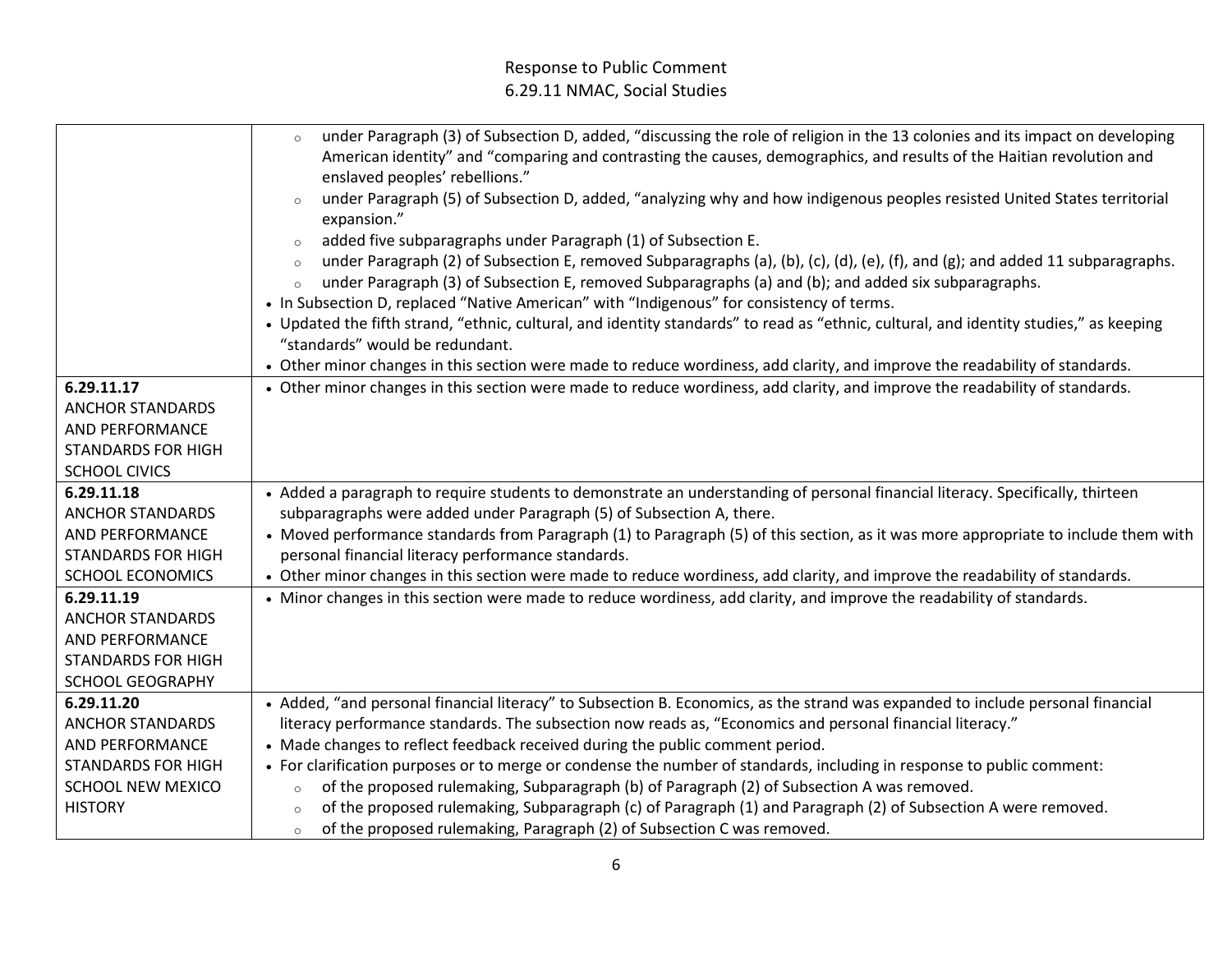| | |
|---|---|
| | ◦ under Paragraph (3) of Subsection D, added, "discussing the role of religion in the 13 colonies and its impact on developing American identity" and "comparing and contrasting the causes, demographics, and results of the Haitian revolution and enslaved peoples' rebellions."<br>◦ under Paragraph (5) of Subsection D, added, "analyzing why and how indigenous peoples resisted United States territorial expansion."<br>◦ added five subparagraphs under Paragraph (1) of Subsection E.<br>◦ under Paragraph (2) of Subsection E, removed Subparagraphs (a), (b), (c), (d), (e), (f), and (g); and added 11 subparagraphs.<br>◦ under Paragraph (3) of Subsection E, removed Subparagraphs (a) and (b); and added six subparagraphs.<br>• In Subsection D, replaced "Native American" with "Indigenous" for consistency of terms.<br>• Updated the fifth strand, "ethnic, cultural, and identity standards" to read as "ethnic, cultural, and identity studies," as keeping "standards" would be redundant.<br>• Other minor changes in this section were made to reduce wordiness, add clarity, and improve the readability of standards. |
| **6.29.11.17** ANCHOR STANDARDS AND PERFORMANCE STANDARDS FOR HIGH SCHOOL CIVICS | • Other minor changes in this section were made to reduce wordiness, add clarity, and improve the readability of standards. |
| **6.29.11.18** ANCHOR STANDARDS AND PERFORMANCE STANDARDS FOR HIGH SCHOOL ECONOMICS | • Added a paragraph to require students to demonstrate an understanding of personal financial literacy. Specifically, thirteen subparagraphs were added under Paragraph (5) of Subsection A, there.<br>• Moved performance standards from Paragraph (1) to Paragraph (5) of this section, as it was more appropriate to include them with personal financial literacy performance standards.<br>• Other minor changes in this section were made to reduce wordiness, add clarity, and improve the readability of standards. |
| **6.29.11.19** ANCHOR STANDARDS AND PERFORMANCE STANDARDS FOR HIGH SCHOOL GEOGRAPHY | • Minor changes in this section were made to reduce wordiness, add clarity, and improve the readability of standards. |
| **6.29.11.20** ANCHOR STANDARDS AND PERFORMANCE STANDARDS FOR HIGH SCHOOL NEW MEXICO HISTORY | • Added, "and personal financial literacy" to Subsection B. Economics, as the strand was expanded to include personal financial literacy performance standards. The subsection now reads as, "Economics and personal financial literacy."<br>• Made changes to reflect feedback received during the public comment period.<br>• For clarification purposes or to merge or condense the number of standards, including in response to public comment:<br>◦ of the proposed rulemaking, Subparagraph (b) of Paragraph (2) of Subsection A was removed.<br>◦ of the proposed rulemaking, Subparagraph (c) of Paragraph (1) and Paragraph (2) of Subsection A were removed.<br>◦ of the proposed rulemaking, Paragraph (2) of Subsection C was removed. |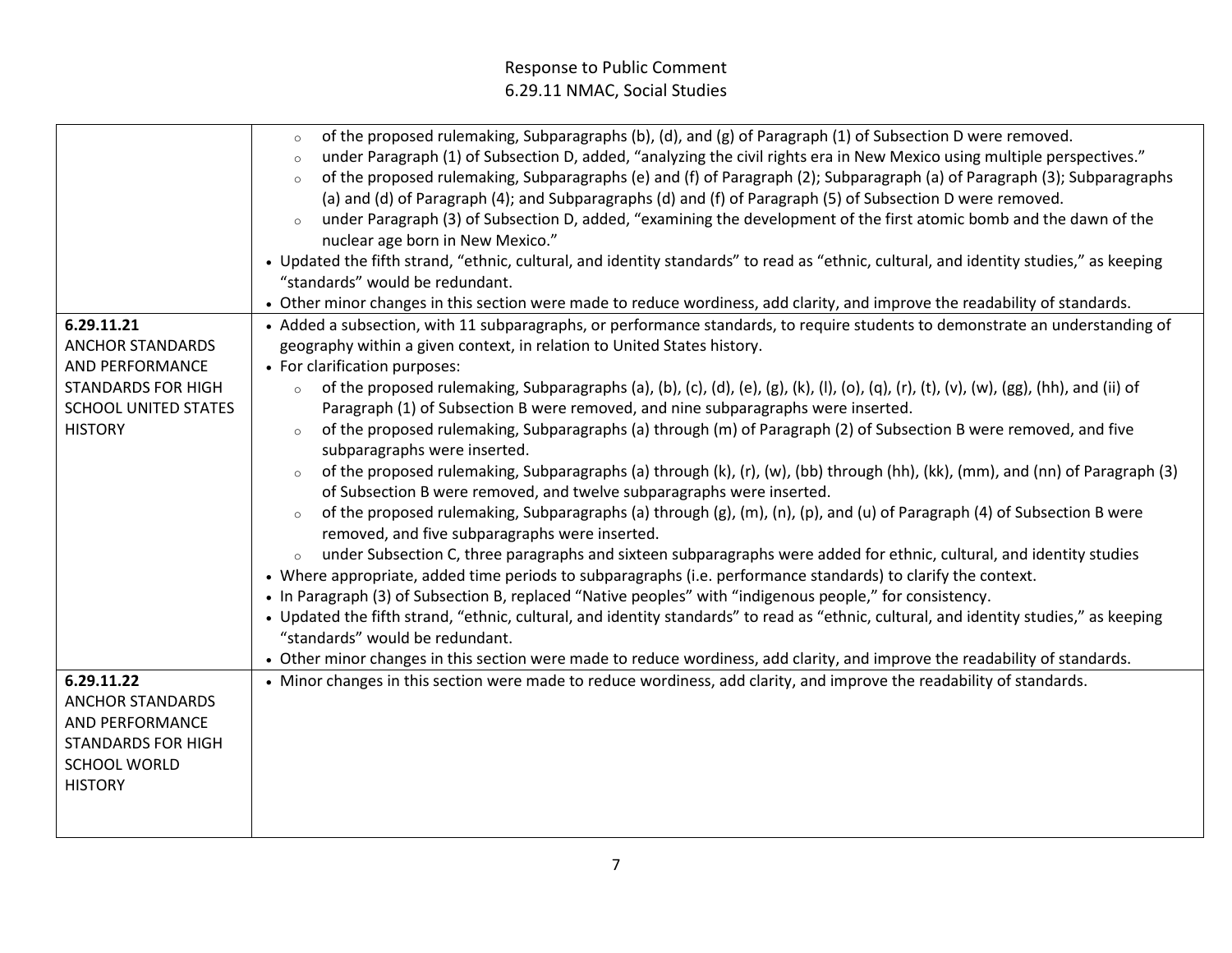| | |
|---|---|
| | ◦ of the proposed rulemaking, Subparagraphs (b), (d), and (g) of Paragraph (1) of Subsection D were removed.<br>◦ under Paragraph (1) of Subsection D, added, "analyzing the civil rights era in New Mexico using multiple perspectives."<br>◦ of the proposed rulemaking, Subparagraphs (e) and (f) of Paragraph (2); Subparagraph (a) of Paragraph (3); Subparagraphs (a) and (d) of Paragraph (4); and Subparagraphs (d) and (f) of Paragraph (5) of Subsection D were removed.<br>◦ under Paragraph (3) of Subsection D, added, "examining the development of the first atomic bomb and the dawn of the nuclear age born in New Mexico."<br>• Updated the fifth strand, "ethnic, cultural, and identity standards" to read as "ethnic, cultural, and identity studies," as keeping "standards" would be redundant.<br>• Other minor changes in this section were made to reduce wordiness, add clarity, and improve the readability of standards. |
| **6.29.11.21**<br>ANCHOR STANDARDS AND PERFORMANCE STANDARDS FOR HIGH SCHOOL UNITED STATES HISTORY | • Added a subsection, with 11 subparagraphs, or performance standards, to require students to demonstrate an understanding of geography within a given context, in relation to United States history.<br>• For clarification purposes:<br>◦ of the proposed rulemaking, Subparagraphs (a), (b), (c), (d), (e), (g), (k), (l), (o), (q), (r), (t), (v), (w), (gg), (hh), and (ii) of Paragraph (1) of Subsection B were removed, and nine subparagraphs were inserted.<br>◦ of the proposed rulemaking, Subparagraphs (a) through (m) of Paragraph (2) of Subsection B were removed, and five subparagraphs were inserted.<br>◦ of the proposed rulemaking, Subparagraphs (a) through (k), (r), (w), (bb) through (hh), (kk), (mm), and (nn) of Paragraph (3) of Subsection B were removed, and twelve subparagraphs were inserted.<br>◦ of the proposed rulemaking, Subparagraphs (a) through (g), (m), (n), (p), and (u) of Paragraph (4) of Subsection B were removed, and five subparagraphs were inserted.<br>◦ under Subsection C, three paragraphs and sixteen subparagraphs were added for ethnic, cultural, and identity studies<br>• Where appropriate, added time periods to subparagraphs (i.e. performance standards) to clarify the context.<br>• In Paragraph (3) of Subsection B, replaced "Native peoples" with "indigenous people," for consistency.<br>• Updated the fifth strand, "ethnic, cultural, and identity standards" to read as "ethnic, cultural, and identity studies," as keeping "standards" would be redundant.<br>• Other minor changes in this section were made to reduce wordiness, add clarity, and improve the readability of standards. |
| **6.29.11.22**<br>ANCHOR STANDARDS AND PERFORMANCE STANDARDS FOR HIGH SCHOOL WORLD HISTORY | • Minor changes in this section were made to reduce wordiness, add clarity, and improve the readability of standards. |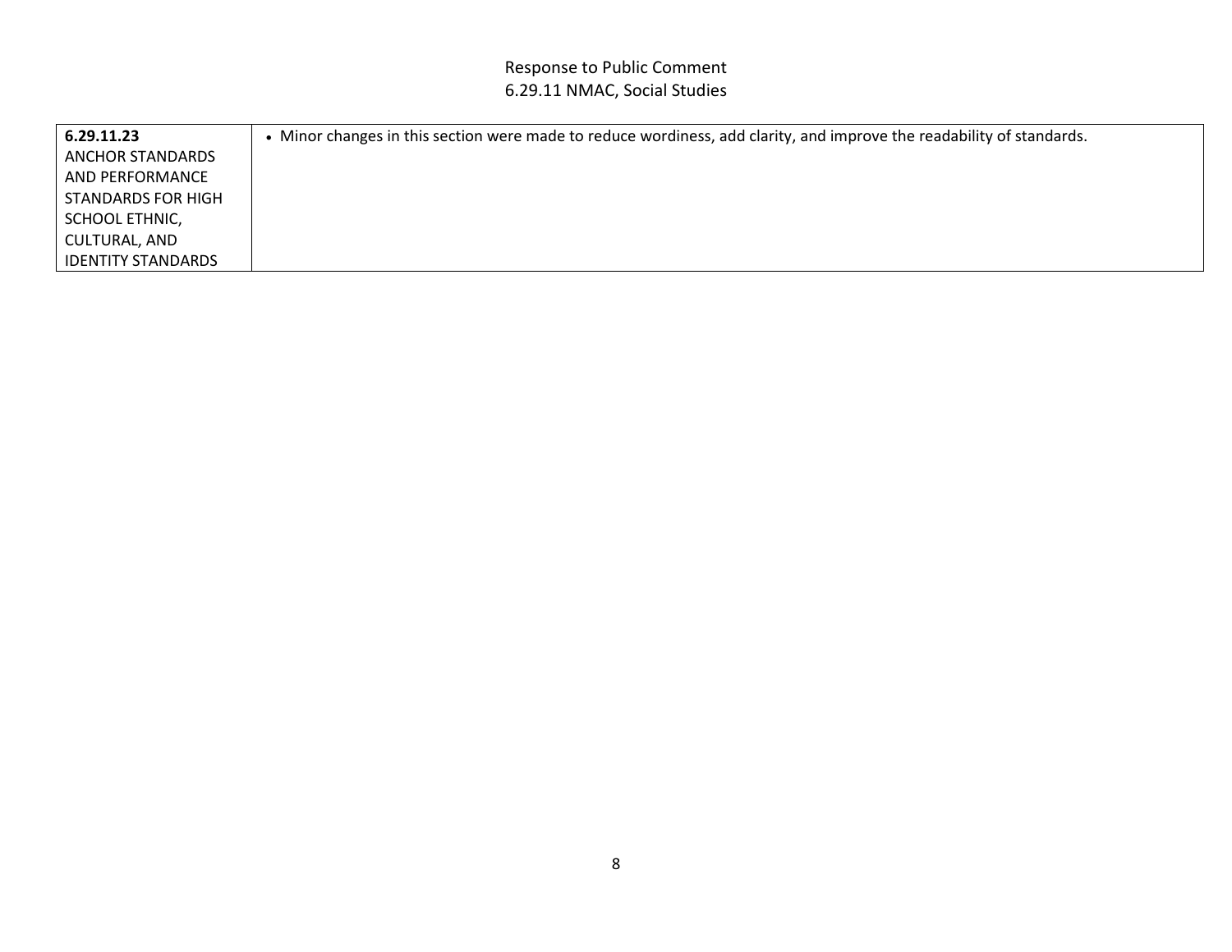| **6.29.11.23** ANCHOR STANDARDS AND PERFORMANCE STANDARDS FOR HIGH SCHOOL ETHNIC, CULTURAL, AND IDENTITY STANDARDS | • Minor changes in this section were made to reduce wordiness, add clarity, and improve the readability of standards. |
|---|---|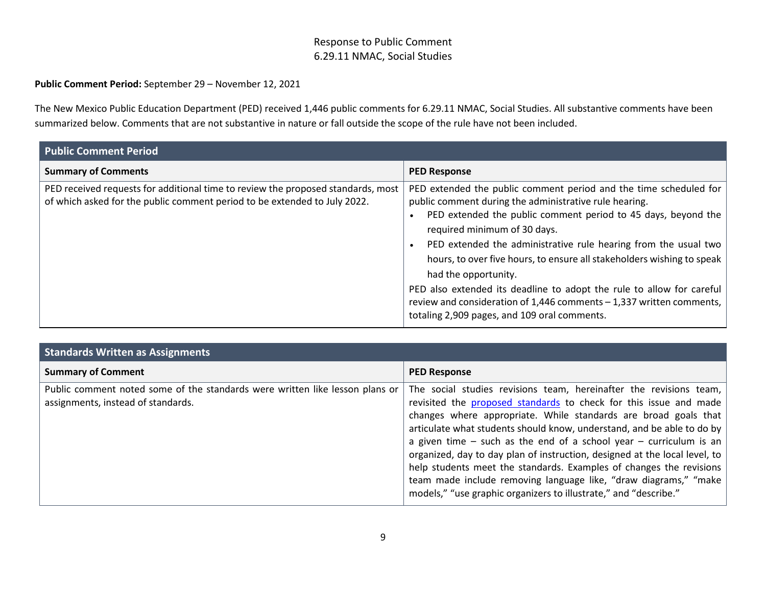Response to Public Comment
6.29.11 NMAC, Social Studies

**Public Comment Period:** September 29 – November 12, 2021

The New Mexico Public Education Department (PED) received 1,446 public comments for 6.29.11 NMAC, Social Studies. All substantive comments have been summarized below. Comments that are not substantive in nature or fall outside the scope of the rule have not been included.

| **Public Comment Period** | |
|---|---|
| **Summary of Comments** | **PED Response** |
| PED received requests for additional time to review the proposed standards, most of which asked for the public comment period to be extended to July 2022. | PED extended the public comment period and the time scheduled for public comment during the administrative rule hearing.<br>• PED extended the public comment period to 45 days, beyond the required minimum of 30 days.<br>• PED extended the administrative rule hearing from the usual two hours, to over five hours, to ensure all stakeholders wishing to speak had the opportunity.<br>PED also extended its deadline to adopt the rule to allow for careful review and consideration of 1,446 comments – 1,337 written comments, totaling 2,909 pages, and 109 oral comments. |

| **Standards Written as Assignments** | |
|---|---|
| **Summary of Comment** | **PED Response** |
| Public comment noted some of the standards were written like lesson plans or assignments, instead of standards. | The social studies revisions team, hereinafter the revisions team, revisited the proposed standards to check for this issue and made changes where appropriate. While standards are broad goals that articulate what students should know, understand, and be able to do by a given time – such as the end of a school year – curriculum is an organized, day to day plan of instruction, designed at the local level, to help students meet the standards. Examples of changes the revisions team made include removing language like, "draw diagrams," "make models," "use graphic organizers to illustrate," and "describe." |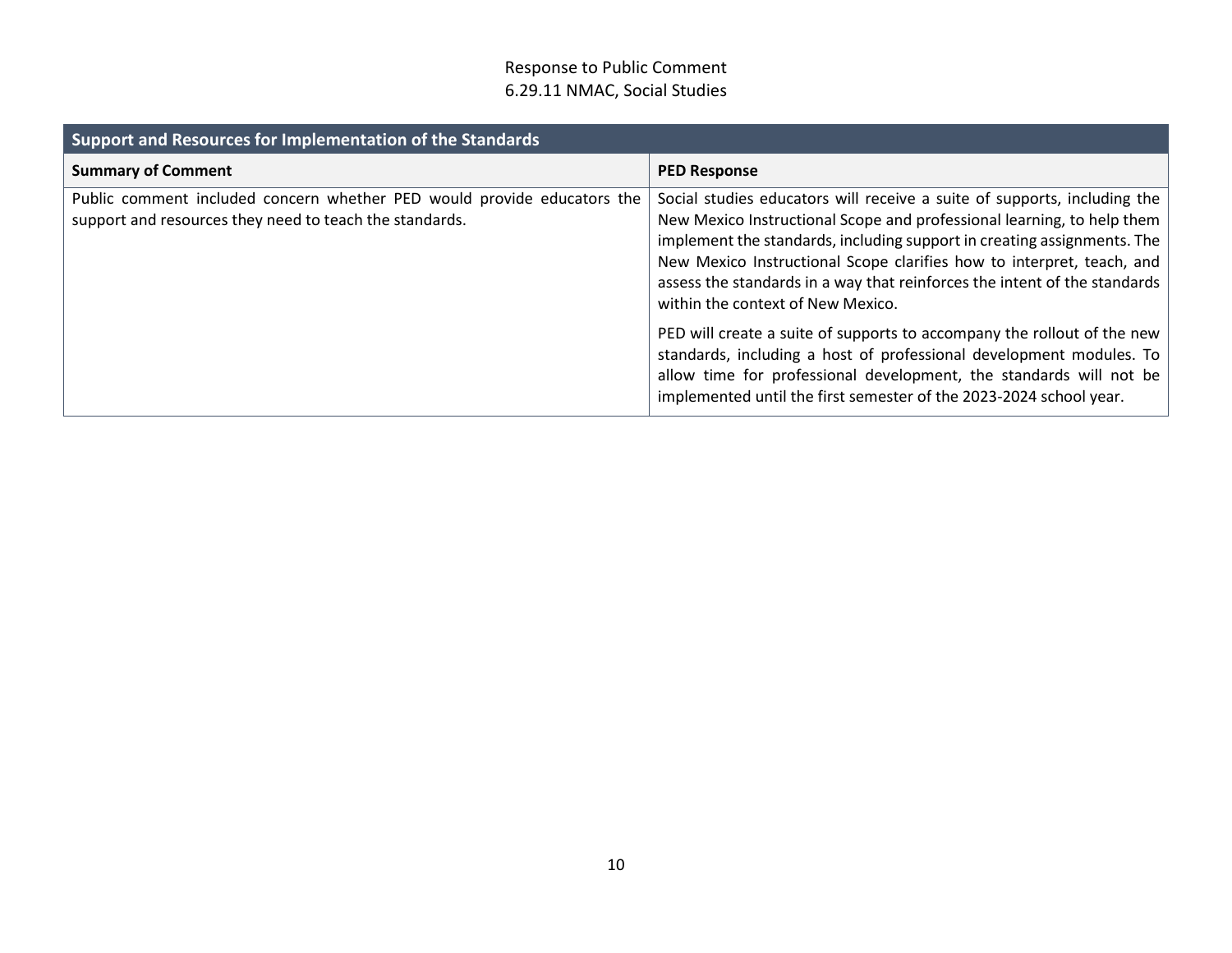| Support and Resources for Implementation of the Standards | |
|---|---|
| **Summary of Comment** | **PED Response** |
| Public comment included concern whether PED would provide educators the support and resources they need to teach the standards. | Social studies educators will receive a suite of supports, including the New Mexico Instructional Scope and professional learning, to help them implement the standards, including support in creating assignments. The New Mexico Instructional Scope clarifies how to interpret, teach, and assess the standards in a way that reinforces the intent of the standards within the context of New Mexico.<br><br>PED will create a suite of supports to accompany the rollout of the new standards, including a host of professional development modules. To allow time for professional development, the standards will not be implemented until the first semester of the 2023-2024 school year. |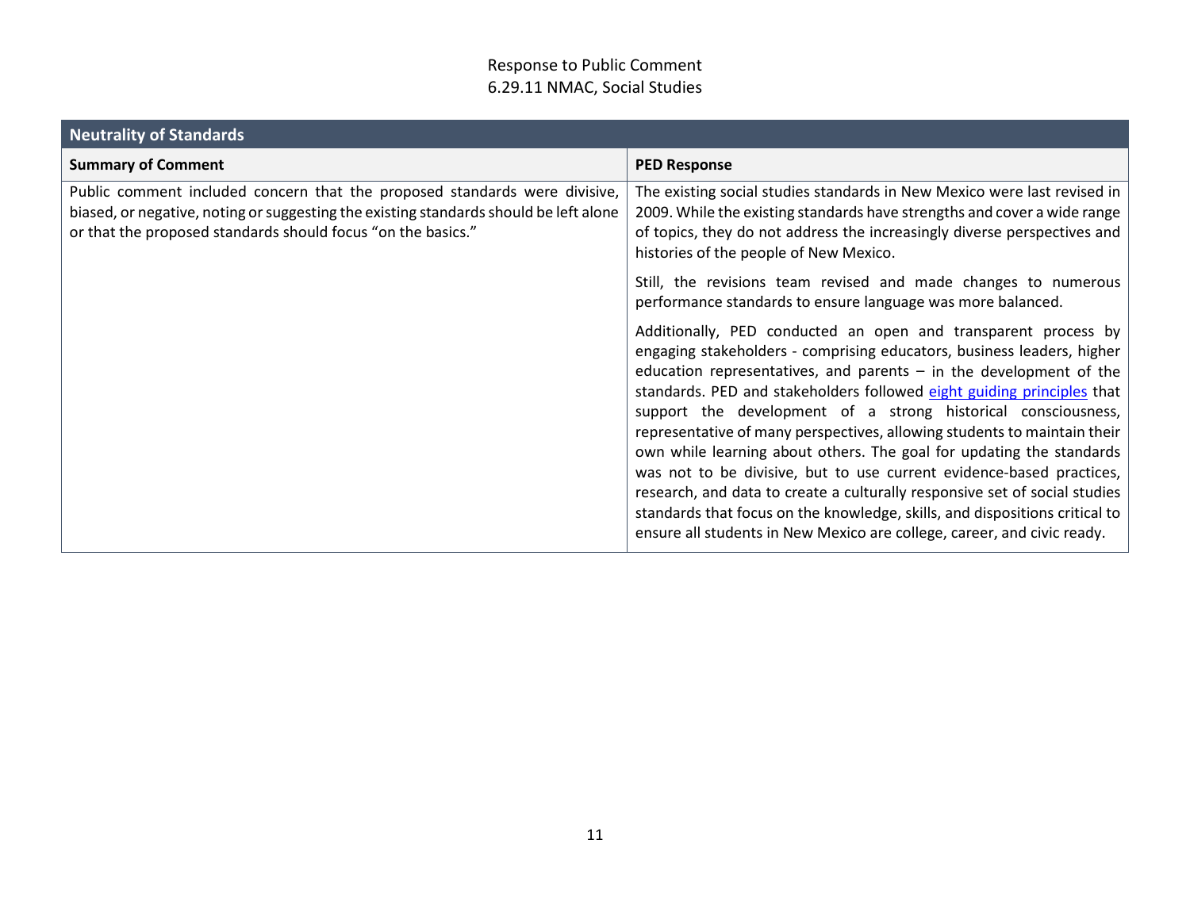Response to Public Comment
6.29.11 NMAC, Social Studies

| Neutrality of Standards | |
|---|---|
| **Summary of Comment** | **PED Response** |
| Public comment included concern that the proposed standards were divisive, biased, or negative, noting or suggesting the existing standards should be left alone or that the proposed standards should focus "on the basics." | The existing social studies standards in New Mexico were last revised in 2009. While the existing standards have strengths and cover a wide range of topics, they do not address the increasingly diverse perspectives and histories of the people of New Mexico.<br><br>Still, the revisions team revised and made changes to numerous performance standards to ensure language was more balanced.<br><br>Additionally, PED conducted an open and transparent process by engaging stakeholders - comprising educators, business leaders, higher education representatives, and parents – in the development of the standards. PED and stakeholders followed eight guiding principles that support the development of a strong historical consciousness, representative of many perspectives, allowing students to maintain their own while learning about others. The goal for updating the standards was not to be divisive, but to use current evidence-based practices, research, and data to create a culturally responsive set of social studies standards that focus on the knowledge, skills, and dispositions critical to ensure all students in New Mexico are college, career, and civic ready. |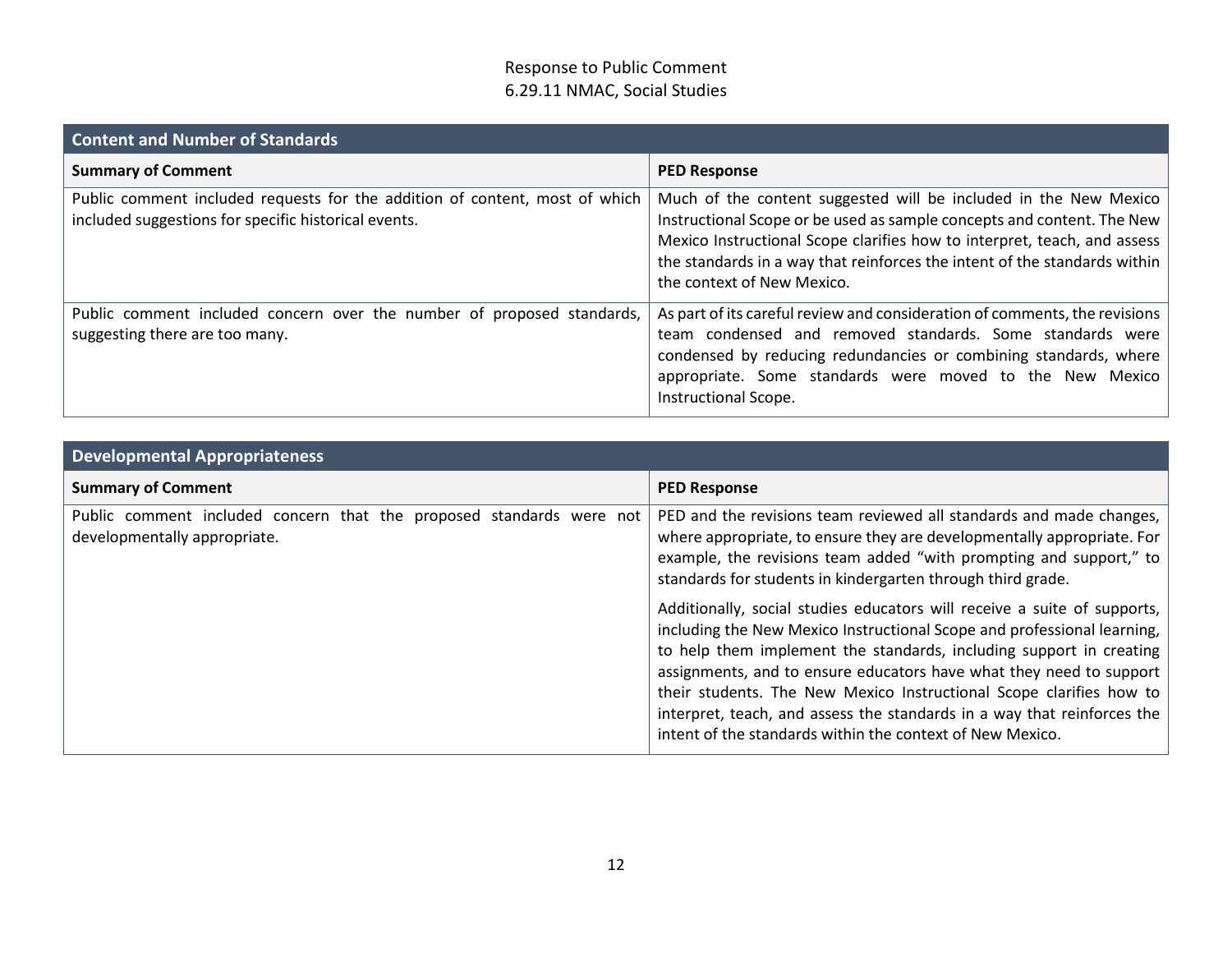### Content and Number of Standards

| Summary of Comment | PED Response |
|---|---|
| Public comment included requests for the addition of content, most of which included suggestions for specific historical events. | Much of the content suggested will be included in the New Mexico Instructional Scope or be used as sample concepts and content. The New Mexico Instructional Scope clarifies how to interpret, teach, and assess the standards in a way that reinforces the intent of the standards within the context of New Mexico. |
| Public comment included concern over the number of proposed standards, suggesting there are too many. | As part of its careful review and consideration of comments, the revisions team condensed and removed standards. Some standards were condensed by reducing redundancies or combining standards, where appropriate. Some standards were moved to the New Mexico Instructional Scope. |

### Developmental Appropriateness

| Summary of Comment | PED Response |
|---|---|
| Public comment included concern that the proposed standards were not developmentally appropriate. | PED and the revisions team reviewed all standards and made changes, where appropriate, to ensure they are developmentally appropriate. For example, the revisions team added "with prompting and support," to standards for students in kindergarten through third grade.<br><br>Additionally, social studies educators will receive a suite of supports, including the New Mexico Instructional Scope and professional learning, to help them implement the standards, including support in creating assignments, and to ensure educators have what they need to support their students. The New Mexico Instructional Scope clarifies how to interpret, teach, and assess the standards in a way that reinforces the intent of the standards within the context of New Mexico. |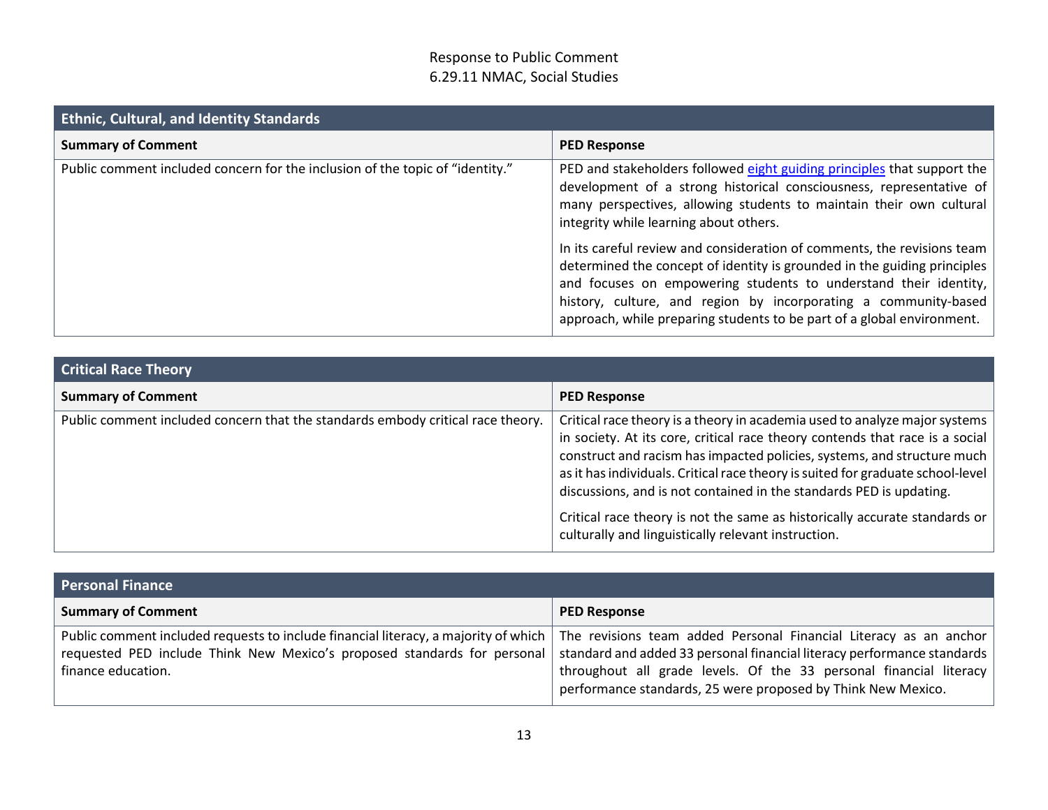| Ethnic, Cultural, and Identity Standards | |
|---|---|
| **Summary of Comment** | **PED Response** |
| Public comment included concern for the inclusion of the topic of "identity." | PED and stakeholders followed eight guiding principles that support the development of a strong historical consciousness, representative of many perspectives, allowing students to maintain their own cultural integrity while learning about others.<br><br>In its careful review and consideration of comments, the revisions team determined the concept of identity is grounded in the guiding principles and focuses on empowering students to understand their identity, history, culture, and region by incorporating a community-based approach, while preparing students to be part of a global environment. |

| Critical Race Theory | |
|---|---|
| **Summary of Comment** | **PED Response** |
| Public comment included concern that the standards embody critical race theory. | Critical race theory is a theory in academia used to analyze major systems in society. At its core, critical race theory contends that race is a social construct and racism has impacted policies, systems, and structure much as it has individuals. Critical race theory is suited for graduate school-level discussions, and is not contained in the standards PED is updating.<br><br>Critical race theory is not the same as historically accurate standards or culturally and linguistically relevant instruction. |

| Personal Finance | |
|---|---|
| **Summary of Comment** | **PED Response** |
| Public comment included requests to include financial literacy, a majority of which requested PED include Think New Mexico's proposed standards for personal finance education. | The revisions team added Personal Financial Literacy as an anchor standard and added 33 personal financial literacy performance standards throughout all grade levels. Of the 33 personal financial literacy performance standards, 25 were proposed by Think New Mexico. |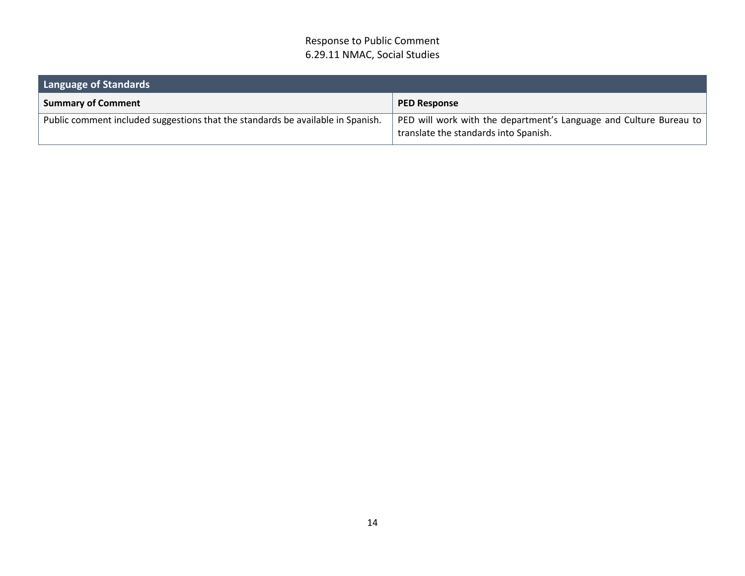| Language of Standards | |
|---|---|
| **Summary of Comment** | **PED Response** |
| Public comment included suggestions that the standards be available in Spanish. | PED will work with the department's Language and Culture Bureau to translate the standards into Spanish. |